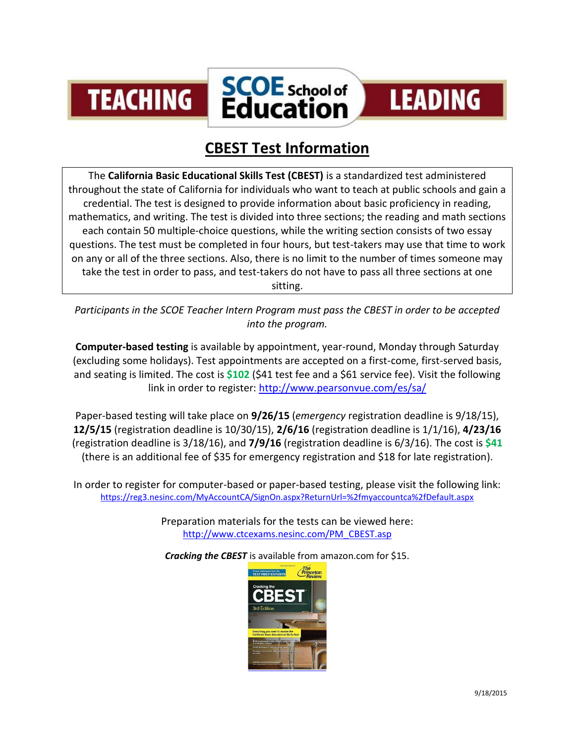TEACHING **SCOE School of Education** LEADING

# CBEST Test Information

The **California Basic Educational Skills Test (CBEST)** is a standardized test administered throughout the state of California for individuals who want to teach at public schools and gain a credential. The test is designed to provide information about basic proficiency in reading, mathematics, and writing. The test is divided into three sections; the reading and math sections each contain 50 multiple-choice questions, while the writing section consists of two essay questions. The test must be completed in four hours, but test-takers may use that time to work on any or all of the three sections. Also, there is no limit to the number of times someone may take the test in order to pass, and test-takers do not have to pass all three sections at one sitting.

*Participants in the SCOE Teacher Intern Program must pass the CBEST in order to be accepted into the program.*

**Computer-based testing** is available by appointment, year-round, Monday through Saturday (excluding some holidays). Test appointments are accepted on a first-come, first-served basis, and seating is limited. The cost is **$102** ($41 test fee and a $61 service fee). Visit the following link in order to register: http://www.pearsonvue.com/es/sa/

Paper-based testing will take place on **9/26/15** (*emergency* registration deadline is 9/18/15), **12/5/15** (registration deadline is 10/30/15), **2/6/16** (registration deadline is 1/1/16), **4/23/16** (registration deadline is 3/18/16), and **7/9/16** (registration deadline is 6/3/16). The cost is **$41** (there is an additional fee of $35 for emergency registration and $18 for late registration).

In order to register for computer-based or paper-based testing, please visit the following link: https://reg3.nesinc.com/MyAccountCA/SignOn.aspx?ReturnUrl=%2fmyaccountca%2fDefault.aspx

Preparation materials for the tests can be viewed here: http://www.ctcexams.nesinc.com/PM_CBEST.asp

***Cracking the CBEST*** is available from amazon.com for $15.

9/18/2015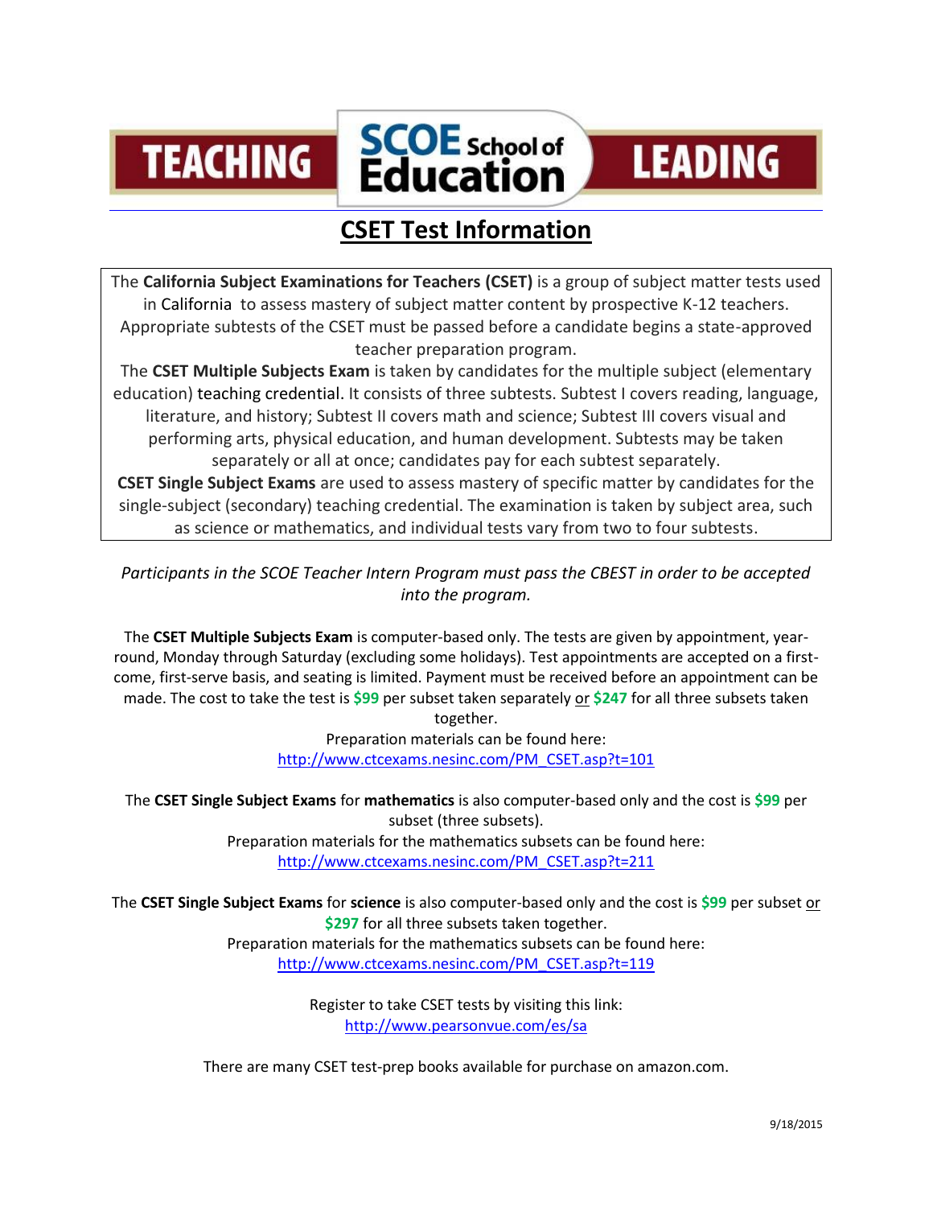TEACHING **SCOE School of Education** LEADING

# CSET Test Information

The **California Subject Examinations for Teachers (CSET)** is a group of subject matter tests used in California to assess mastery of subject matter content by prospective K-12 teachers. Appropriate subtests of the CSET must be passed before a candidate begins a state-approved teacher preparation program.

The **CSET Multiple Subjects Exam** is taken by candidates for the multiple subject (elementary education) teaching credential. It consists of three subtests. Subtest I covers reading, language, literature, and history; Subtest II covers math and science; Subtest III covers visual and performing arts, physical education, and human development. Subtests may be taken separately or all at once; candidates pay for each subtest separately.

**CSET Single Subject Exams** are used to assess mastery of specific matter by candidates for the single-subject (secondary) teaching credential. The examination is taken by subject area, such as science or mathematics, and individual tests vary from two to four subtests.

*Participants in the SCOE Teacher Intern Program must pass the CBEST in order to be accepted into the program.*

The **CSET Multiple Subjects Exam** is computer-based only. The tests are given by appointment, year-round, Monday through Saturday (excluding some holidays). Test appointments are accepted on a first-come, first-serve basis, and seating is limited. Payment must be received before an appointment can be made. The cost to take the test is **$99** per subset taken separately or **$247** for all three subsets taken together.

Preparation materials can be found here:
http://www.ctcexams.nesinc.com/PM_CSET.asp?t=101

The **CSET Single Subject Exams** for **mathematics** is also computer-based only and the cost is **$99** per subset (three subsets).

Preparation materials for the mathematics subsets can be found here:
http://www.ctcexams.nesinc.com/PM_CSET.asp?t=211

The **CSET Single Subject Exams** for **science** is also computer-based only and the cost is **$99** per subset or **$297** for all three subsets taken together.

Preparation materials for the mathematics subsets can be found here:
http://www.ctcexams.nesinc.com/PM_CSET.asp?t=119

Register to take CSET tests by visiting this link:
http://www.pearsonvue.com/es/sa

There are many CSET test-prep books available for purchase on amazon.com.

9/18/2015